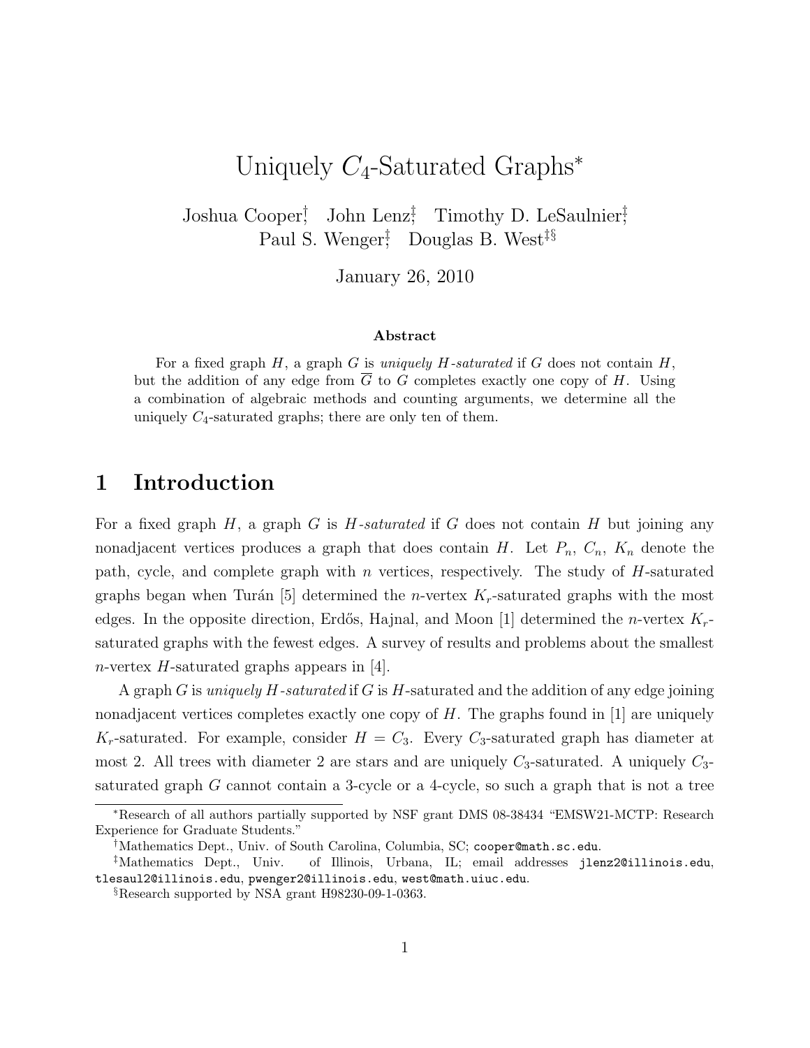# Uniquely $C_4$-Saturated Graphs*

Joshua Cooper[†] John Lenz[‡] Timothy D. LeSaulnier[‡]
Paul S. Wenger[‡] Douglas B. West[‡§]

January 26, 2010

**Abstract**

For a fixed graph $H$, a graph $G$ is *uniquely $H$-saturated* if $G$ does not contain $H$, but the addition of any edge from $\overline{G}$ to $G$ completes exactly one copy of $H$. Using a combination of algebraic methods and counting arguments, we determine all the uniquely $C_4$-saturated graphs; there are only ten of them.

## 1 Introduction

For a fixed graph $H$, a graph $G$ is *$H$-saturated* if $G$ does not contain $H$ but joining any nonadjacent vertices produces a graph that does contain $H$. Let $P_n$, $C_n$, $K_n$ denote the path, cycle, and complete graph with $n$ vertices, respectively. The study of $H$-saturated graphs began when Turán [5] determined the $n$-vertex $K_r$-saturated graphs with the most edges. In the opposite direction, Erdős, Hajnal, and Moon [1] determined the $n$-vertex $K_r$-saturated graphs with the fewest edges. A survey of results and problems about the smallest $n$-vertex $H$-saturated graphs appears in [4].

A graph $G$ is *uniquely $H$-saturated* if $G$ is $H$-saturated and the addition of any edge joining nonadjacent vertices completes exactly one copy of $H$. The graphs found in [1] are uniquely $K_r$-saturated. For example, consider $H = C_3$. Every $C_3$-saturated graph has diameter at most 2. All trees with diameter 2 are stars and are uniquely $C_3$-saturated. A uniquely $C_3$-saturated graph $G$ cannot contain a 3-cycle or a 4-cycle, so such a graph that is not a tree

---

*Research of all authors partially supported by NSF grant DMS 08-38434 "EMSW21-MCTP: Research Experience for Graduate Students."

[†]Mathematics Dept., Univ. of South Carolina, Columbia, SC; cooper@math.sc.edu.

[‡]Mathematics Dept., Univ. of Illinois, Urbana, IL; email addresses jlenz2@illinois.edu, tlesaul2@illinois.edu, pwenger2@illinois.edu, west@math.uiuc.edu.

[§]Research supported by NSA grant H98230-09-1-0363.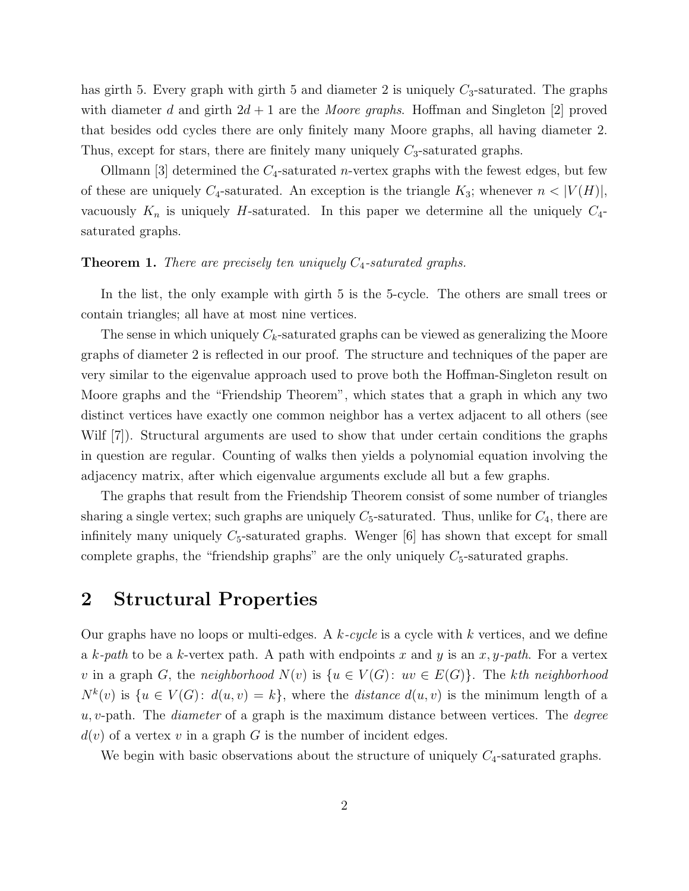has girth 5. Every graph with girth 5 and diameter 2 is uniquely $C_3$-saturated. The graphs with diameter $d$ and girth $2d+1$ are the *Moore graphs*. Hoffman and Singleton [2] proved that besides odd cycles there are only finitely many Moore graphs, all having diameter 2. Thus, except for stars, there are finitely many uniquely $C_3$-saturated graphs.

Ollmann [3] determined the $C_4$-saturated $n$-vertex graphs with the fewest edges, but few of these are uniquely $C_4$-saturated. An exception is the triangle $K_3$; whenever $n < |V(H)|$, vacuously $K_n$ is uniquely $H$-saturated. In this paper we determine all the uniquely $C_4$-saturated graphs.

**Theorem 1.** *There are precisely ten uniquely $C_4$-saturated graphs.*

In the list, the only example with girth 5 is the 5-cycle. The others are small trees or contain triangles; all have at most nine vertices.

The sense in which uniquely $C_k$-saturated graphs can be viewed as generalizing the Moore graphs of diameter 2 is reflected in our proof. The structure and techniques of the paper are very similar to the eigenvalue approach used to prove both the Hoffman-Singleton result on Moore graphs and the "Friendship Theorem", which states that a graph in which any two distinct vertices have exactly one common neighbor has a vertex adjacent to all others (see Wilf [7]). Structural arguments are used to show that under certain conditions the graphs in question are regular. Counting of walks then yields a polynomial equation involving the adjacency matrix, after which eigenvalue arguments exclude all but a few graphs.

The graphs that result from the Friendship Theorem consist of some number of triangles sharing a single vertex; such graphs are uniquely $C_5$-saturated. Thus, unlike for $C_4$, there are infinitely many uniquely $C_5$-saturated graphs. Wenger [6] has shown that except for small complete graphs, the "friendship graphs" are the only uniquely $C_5$-saturated graphs.

## 2 Structural Properties

Our graphs have no loops or multi-edges. A *$k$-cycle* is a cycle with $k$ vertices, and we define a *$k$-path* to be a $k$-vertex path. A path with endpoints $x$ and $y$ is an *$x,y$-path*. For a vertex $v$ in a graph $G$, the *neighborhood* $N(v)$ is $\{u \in V(G)\colon\ uv \in E(G)\}$. The *$k$th neighborhood* $N^k(v)$ is $\{u \in V(G)\colon\ d(u,v) = k\}$, where the *distance* $d(u,v)$ is the minimum length of a $u,v$-path. The *diameter* of a graph is the maximum distance between vertices. The *degree* $d(v)$ of a vertex $v$ in a graph $G$ is the number of incident edges.

We begin with basic observations about the structure of uniquely $C_4$-saturated graphs.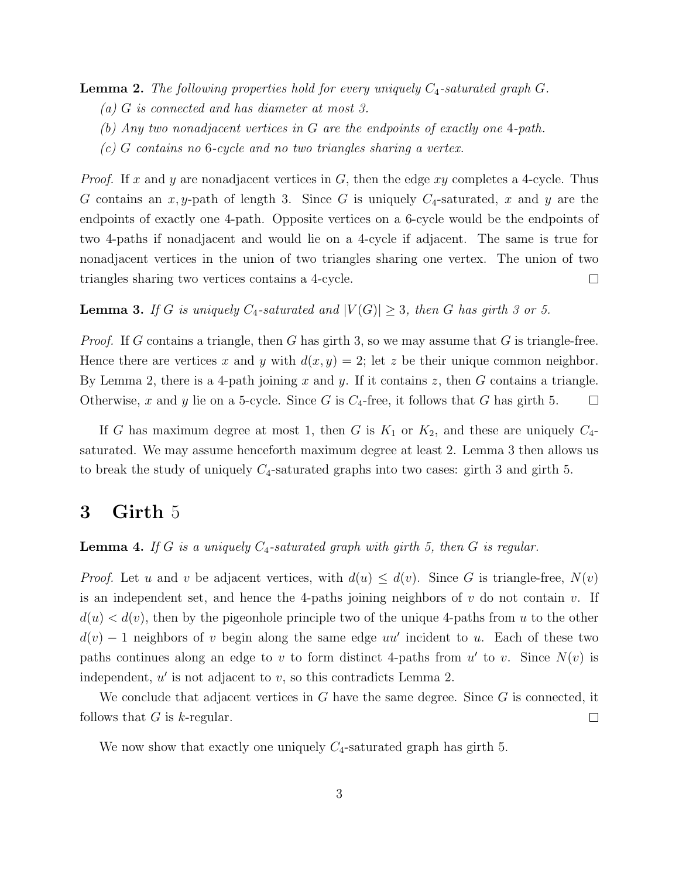**Lemma 2.** *The following properties hold for every uniquely $C_4$-saturated graph $G$.*

*(a) $G$ is connected and has diameter at most 3.*

*(b) Any two nonadjacent vertices in $G$ are the endpoints of exactly one 4-path.*

*(c) $G$ contains no 6-cycle and no two triangles sharing a vertex.*

*Proof.* If $x$ and $y$ are nonadjacent vertices in $G$, then the edge $xy$ completes a 4-cycle. Thus $G$ contains an $x, y$-path of length 3. Since $G$ is uniquely $C_4$-saturated, $x$ and $y$ are the endpoints of exactly one 4-path. Opposite vertices on a 6-cycle would be the endpoints of two 4-paths if nonadjacent and would lie on a 4-cycle if adjacent. The same is true for nonadjacent vertices in the union of two triangles sharing one vertex. The union of two triangles sharing two vertices contains a 4-cycle. □

**Lemma 3.** *If $G$ is uniquely $C_4$-saturated and $|V(G)| \geq 3$, then $G$ has girth 3 or 5.*

*Proof.* If $G$ contains a triangle, then $G$ has girth 3, so we may assume that $G$ is triangle-free. Hence there are vertices $x$ and $y$ with $d(x, y) = 2$; let $z$ be their unique common neighbor. By Lemma 2, there is a 4-path joining $x$ and $y$. If it contains $z$, then $G$ contains a triangle. Otherwise, $x$ and $y$ lie on a 5-cycle. Since $G$ is $C_4$-free, it follows that $G$ has girth 5. □

If $G$ has maximum degree at most 1, then $G$ is $K_1$ or $K_2$, and these are uniquely $C_4$-saturated. We may assume henceforth maximum degree at least 2. Lemma 3 then allows us to break the study of uniquely $C_4$-saturated graphs into two cases: girth 3 and girth 5.

# 3 Girth 5

**Lemma 4.** *If $G$ is a uniquely $C_4$-saturated graph with girth 5, then $G$ is regular.*

*Proof.* Let $u$ and $v$ be adjacent vertices, with $d(u) \leq d(v)$. Since $G$ is triangle-free, $N(v)$ is an independent set, and hence the 4-paths joining neighbors of $v$ do not contain $v$. If $d(u) < d(v)$, then by the pigeonhole principle two of the unique 4-paths from $u$ to the other $d(v) - 1$ neighbors of $v$ begin along the same edge $uu'$ incident to $u$. Each of these two paths continues along an edge to $v$ to form distinct 4-paths from $u'$ to $v$. Since $N(v)$ is independent, $u'$ is not adjacent to $v$, so this contradicts Lemma 2.

We conclude that adjacent vertices in $G$ have the same degree. Since $G$ is connected, it follows that $G$ is $k$-regular. □

We now show that exactly one uniquely $C_4$-saturated graph has girth 5.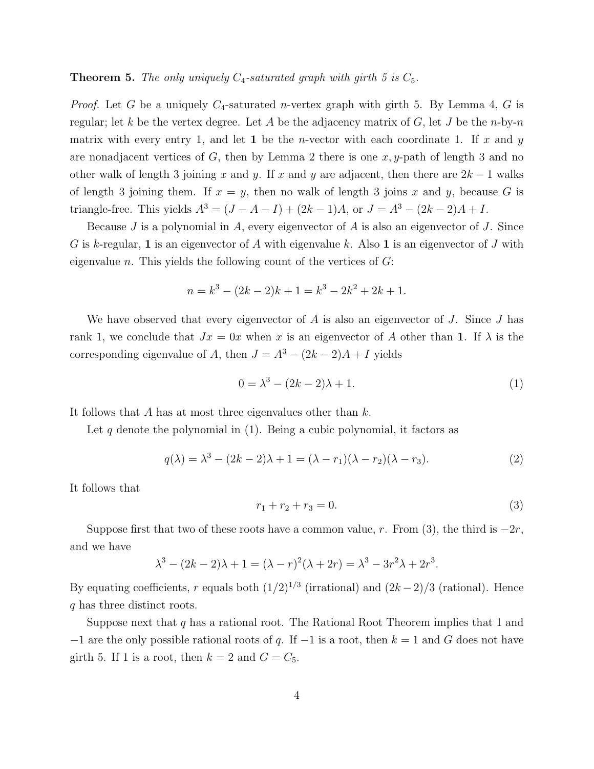**Theorem 5.** *The only uniquely $C_4$-saturated graph with girth 5 is $C_5$.*

*Proof.* Let $G$ be a uniquely $C_4$-saturated $n$-vertex graph with girth 5. By Lemma 4, $G$ is regular; let $k$ be the vertex degree. Let $A$ be the adjacency matrix of $G$, let $J$ be the $n$-by-$n$ matrix with every entry 1, and let $\mathbf{1}$ be the $n$-vector with each coordinate 1. If $x$ and $y$ are nonadjacent vertices of $G$, then by Lemma 2 there is one $x, y$-path of length 3 and no other walk of length 3 joining $x$ and $y$. If $x$ and $y$ are adjacent, then there are $2k - 1$ walks of length 3 joining them. If $x = y$, then no walk of length 3 joins $x$ and $y$, because $G$ is triangle-free. This yields $A^3 = (J - A - I) + (2k - 1)A$, or $J = A^3 - (2k - 2)A + I$.

Because $J$ is a polynomial in $A$, every eigenvector of $A$ is also an eigenvector of $J$. Since $G$ is $k$-regular, $\mathbf{1}$ is an eigenvector of $A$ with eigenvalue $k$. Also $\mathbf{1}$ is an eigenvector of $J$ with eigenvalue $n$. This yields the following count of the vertices of $G$:

$$n = k^3 - (2k - 2)k + 1 = k^3 - 2k^2 + 2k + 1.$$

We have observed that every eigenvector of $A$ is also an eigenvector of $J$. Since $J$ has rank 1, we conclude that $Jx = 0x$ when $x$ is an eigenvector of $A$ other than $\mathbf{1}$. If $\lambda$ is the corresponding eigenvalue of $A$, then $J = A^3 - (2k - 2)A + I$ yields

$$0 = \lambda^3 - (2k - 2)\lambda + 1. \tag{1}$$

It follows that $A$ has at most three eigenvalues other than $k$.

Let $q$ denote the polynomial in (1). Being a cubic polynomial, it factors as

$$q(\lambda) = \lambda^3 - (2k - 2)\lambda + 1 = (\lambda - r_1)(\lambda - r_2)(\lambda - r_3). \tag{2}$$

It follows that

$$r_1 + r_2 + r_3 = 0. \tag{3}$$

Suppose first that two of these roots have a common value, $r$. From (3), the third is $-2r$, and we have

$$\lambda^3 - (2k - 2)\lambda + 1 = (\lambda - r)^2(\lambda + 2r) = \lambda^3 - 3r^2\lambda + 2r^3.$$

By equating coefficients, $r$ equals both $(1/2)^{1/3}$ (irrational) and $(2k - 2)/3$ (rational). Hence $q$ has three distinct roots.

Suppose next that $q$ has a rational root. The Rational Root Theorem implies that 1 and $-1$ are the only possible rational roots of $q$. If $-1$ is a root, then $k = 1$ and $G$ does not have girth 5. If 1 is a root, then $k = 2$ and $G = C_5$.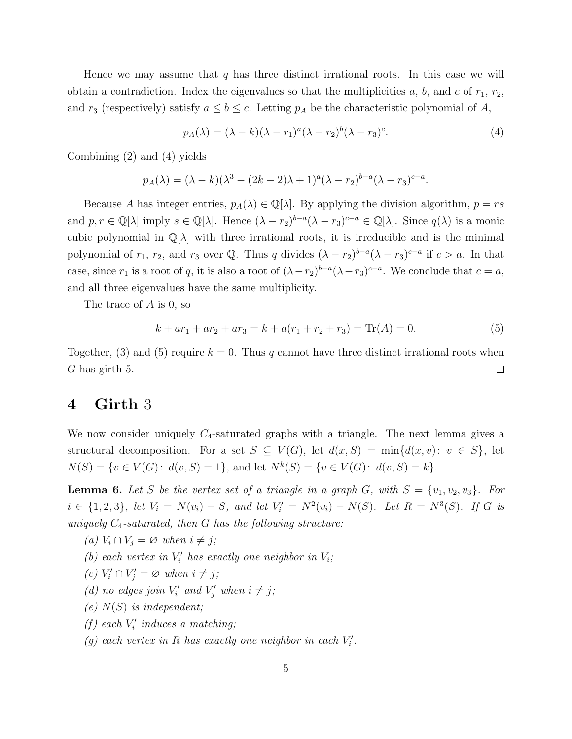Hence we may assume that $q$ has three distinct irrational roots. In this case we will obtain a contradiction. Index the eigenvalues so that the multiplicities $a$, $b$, and $c$ of $r_1$, $r_2$, and $r_3$ (respectively) satisfy $a \le b \le c$. Letting $p_A$ be the characteristic polynomial of $A$,

$$p_A(\lambda) = (\lambda - k)(\lambda - r_1)^a(\lambda - r_2)^b(\lambda - r_3)^c. \tag{4}$$

Combining (2) and (4) yields

$$p_A(\lambda) = (\lambda - k)(\lambda^3 - (2k-2)\lambda + 1)^a(\lambda - r_2)^{b-a}(\lambda - r_3)^{c-a}.$$

Because $A$ has integer entries, $p_A(\lambda) \in \mathbb{Q}[\lambda]$. By applying the division algorithm, $p = rs$ and $p, r \in \mathbb{Q}[\lambda]$ imply $s \in \mathbb{Q}[\lambda]$. Hence $(\lambda - r_2)^{b-a}(\lambda - r_3)^{c-a} \in \mathbb{Q}[\lambda]$. Since $q(\lambda)$ is a monic cubic polynomial in $\mathbb{Q}[\lambda]$ with three irrational roots, it is irreducible and is the minimal polynomial of $r_1$, $r_2$, and $r_3$ over $\mathbb{Q}$. Thus $q$ divides $(\lambda - r_2)^{b-a}(\lambda - r_3)^{c-a}$ if $c > a$. In that case, since $r_1$ is a root of $q$, it is also a root of $(\lambda - r_2)^{b-a}(\lambda - r_3)^{c-a}$. We conclude that $c = a$, and all three eigenvalues have the same multiplicity.

The trace of $A$ is 0, so

$$k + ar_1 + ar_2 + ar_3 = k + a(r_1 + r_2 + r_3) = \mathrm{Tr}(A) = 0. \tag{5}$$

Together, (3) and (5) require $k = 0$. Thus $q$ cannot have three distinct irrational roots when $G$ has girth 5. □

# 4 Girth 3

We now consider uniquely $C_4$-saturated graphs with a triangle. The next lemma gives a structural decomposition. For a set $S \subseteq V(G)$, let $d(x, S) = \min\{d(x, v) \colon v \in S\}$, let $N(S) = \{v \in V(G) \colon d(v, S) = 1\}$, and let $N^k(S) = \{v \in V(G) \colon d(v, S) = k\}$.

**Lemma 6.** *Let $S$ be the vertex set of a triangle in a graph $G$, with $S = \{v_1, v_2, v_3\}$. For $i \in \{1, 2, 3\}$, let $V_i = N(v_i) - S$, and let $V_i' = N^2(v_i) - N(S)$. Let $R = N^3(S)$. If $G$ is uniquely $C_4$-saturated, then $G$ has the following structure:*

*(a) $V_i \cap V_j = \varnothing$ when $i \neq j$;*
*(b) each vertex in $V_i'$ has exactly one neighbor in $V_i$;*
*(c) $V_i' \cap V_j' = \varnothing$ when $i \neq j$;*
*(d) no edges join $V_i'$ and $V_j'$ when $i \neq j$;*
*(e) $N(S)$ is independent;*
*(f) each $V_i'$ induces a matching;*
*(g) each vertex in $R$ has exactly one neighbor in each $V_i'$.*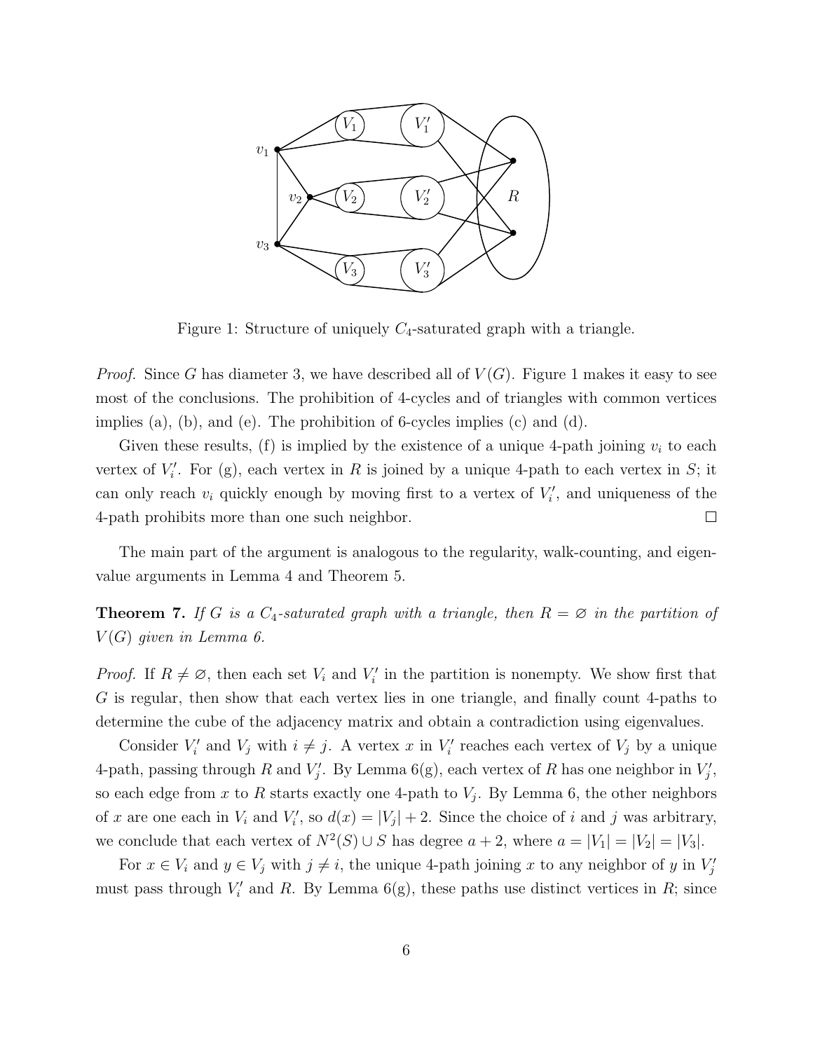Figure 1: Structure of uniquely $C_4$-saturated graph with a triangle.

*Proof.* Since $G$ has diameter 3, we have described all of $V(G)$. Figure 1 makes it easy to see most of the conclusions. The prohibition of 4-cycles and of triangles with common vertices implies (a), (b), and (e). The prohibition of 6-cycles implies (c) and (d).

Given these results, (f) is implied by the existence of a unique 4-path joining $v_i$ to each vertex of $V_i'$. For (g), each vertex in $R$ is joined by a unique 4-path to each vertex in $S$; it can only reach $v_i$ quickly enough by moving first to a vertex of $V_i'$, and uniqueness of the 4-path prohibits more than one such neighbor. □

The main part of the argument is analogous to the regularity, walk-counting, and eigenvalue arguments in Lemma 4 and Theorem 5.

**Theorem 7.** *If $G$ is a $C_4$-saturated graph with a triangle, then $R = \varnothing$ in the partition of $V(G)$ given in Lemma 6.*

*Proof.* If $R \neq \varnothing$, then each set $V_i$ and $V_i'$ in the partition is nonempty. We show first that $G$ is regular, then show that each vertex lies in one triangle, and finally count 4-paths to determine the cube of the adjacency matrix and obtain a contradiction using eigenvalues.

Consider $V_i'$ and $V_j$ with $i \neq j$. A vertex $x$ in $V_i'$ reaches each vertex of $V_j$ by a unique 4-path, passing through $R$ and $V_j'$. By Lemma 6(g), each vertex of $R$ has one neighbor in $V_j'$, so each edge from $x$ to $R$ starts exactly one 4-path to $V_j$. By Lemma 6, the other neighbors of $x$ are one each in $V_i$ and $V_i'$, so $d(x) = |V_j| + 2$. Since the choice of $i$ and $j$ was arbitrary, we conclude that each vertex of $N^2(S) \cup S$ has degree $a + 2$, where $a = |V_1| = |V_2| = |V_3|$.

For $x \in V_i$ and $y \in V_j$ with $j \neq i$, the unique 4-path joining $x$ to any neighbor of $y$ in $V_j'$ must pass through $V_i'$ and $R$. By Lemma 6(g), these paths use distinct vertices in $R$; since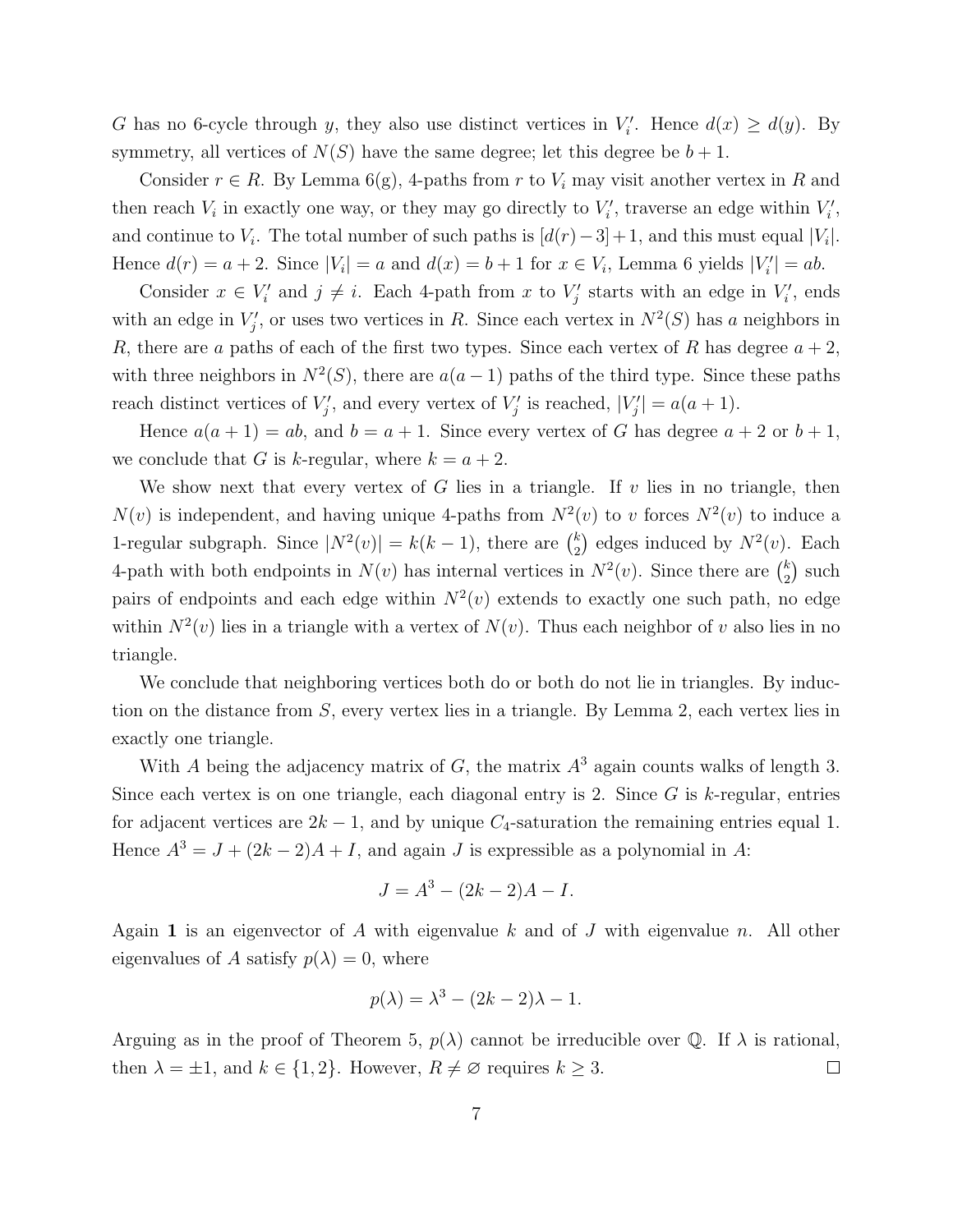$G$ has no 6-cycle through $y$, they also use distinct vertices in $V_i'$. Hence $d(x) \ge d(y)$. By symmetry, all vertices of $N(S)$ have the same degree; let this degree be $b+1$.

Consider $r \in R$. By Lemma 6(g), 4-paths from $r$ to $V_i$ may visit another vertex in $R$ and then reach $V_i$ in exactly one way, or they may go directly to $V_i'$, traverse an edge within $V_i'$, and continue to $V_i$. The total number of such paths is $[d(r)-3]+1$, and this must equal $|V_i|$. Hence $d(r) = a+2$. Since $|V_i| = a$ and $d(x) = b+1$ for $x \in V_i$, Lemma 6 yields $|V_i'| = ab$.

Consider $x \in V_i'$ and $j \ne i$. Each 4-path from $x$ to $V_j'$ starts with an edge in $V_i'$, ends with an edge in $V_j'$, or uses two vertices in $R$. Since each vertex in $N^2(S)$ has $a$ neighbors in $R$, there are $a$ paths of each of the first two types. Since each vertex of $R$ has degree $a+2$, with three neighbors in $N^2(S)$, there are $a(a-1)$ paths of the third type. Since these paths reach distinct vertices of $V_j'$, and every vertex of $V_j'$ is reached, $|V_j'| = a(a+1)$.

Hence $a(a+1) = ab$, and $b = a+1$. Since every vertex of $G$ has degree $a+2$ or $b+1$, we conclude that $G$ is $k$-regular, where $k = a+2$.

We show next that every vertex of $G$ lies in a triangle. If $v$ lies in no triangle, then $N(v)$ is independent, and having unique 4-paths from $N^2(v)$ to $v$ forces $N^2(v)$ to induce a 1-regular subgraph. Since $|N^2(v)| = k(k-1)$, there are $\binom{k}{2}$ edges induced by $N^2(v)$. Each 4-path with both endpoints in $N(v)$ has internal vertices in $N^2(v)$. Since there are $\binom{k}{2}$ such pairs of endpoints and each edge within $N^2(v)$ extends to exactly one such path, no edge within $N^2(v)$ lies in a triangle with a vertex of $N(v)$. Thus each neighbor of $v$ also lies in no triangle.

We conclude that neighboring vertices both do or both do not lie in triangles. By induction on the distance from $S$, every vertex lies in a triangle. By Lemma 2, each vertex lies in exactly one triangle.

With $A$ being the adjacency matrix of $G$, the matrix $A^3$ again counts walks of length 3. Since each vertex is on one triangle, each diagonal entry is 2. Since $G$ is $k$-regular, entries for adjacent vertices are $2k-1$, and by unique $C_4$-saturation the remaining entries equal 1. Hence $A^3 = J + (2k-2)A + I$, and again $J$ is expressible as a polynomial in $A$:

$$J = A^3 - (2k-2)A - I.$$

Again $\mathbf{1}$ is an eigenvector of $A$ with eigenvalue $k$ and of $J$ with eigenvalue $n$. All other eigenvalues of $A$ satisfy $p(\lambda) = 0$, where

$$p(\lambda) = \lambda^3 - (2k-2)\lambda - 1.$$

Arguing as in the proof of Theorem 5, $p(\lambda)$ cannot be irreducible over $\mathbb{Q}$. If $\lambda$ is rational, then $\lambda = \pm 1$, and $k \in \{1, 2\}$. However, $R \ne \varnothing$ requires $k \ge 3$. $\square$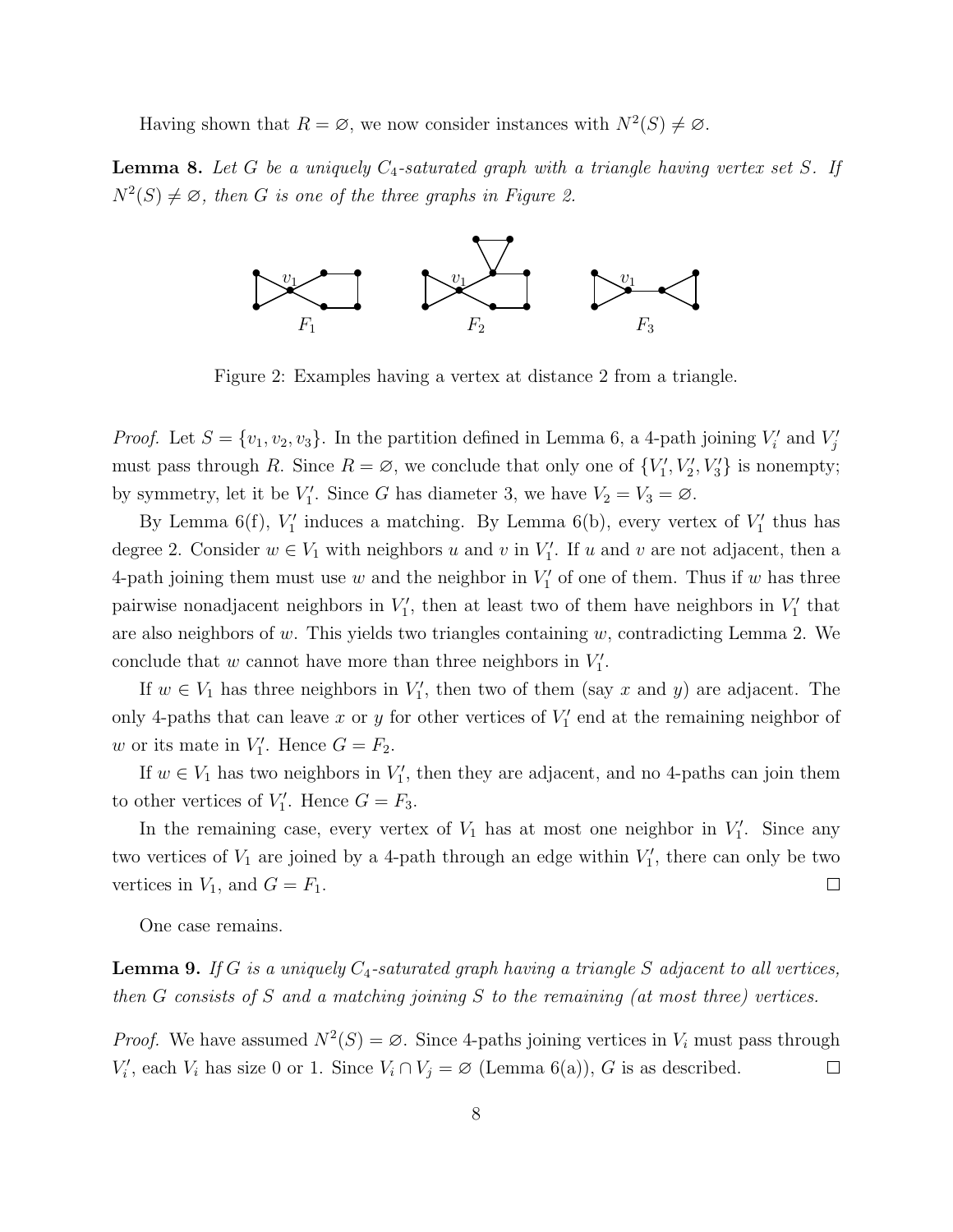Having shown that $R = \varnothing$, we now consider instances with $N^2(S) \neq \varnothing$.

**Lemma 8.** *Let $G$ be a uniquely $C_4$-saturated graph with a triangle having vertex set $S$. If $N^2(S) \neq \varnothing$, then $G$ is one of the three graphs in Figure 2.*

$F_1$ $F_2$ $F_3$

Figure 2: Examples having a vertex at distance 2 from a triangle.

*Proof.* Let $S = \{v_1, v_2, v_3\}$. In the partition defined in Lemma 6, a 4-path joining $V_i'$ and $V_j'$ must pass through $R$. Since $R = \varnothing$, we conclude that only one of $\{V_1', V_2', V_3'\}$ is nonempty; by symmetry, let it be $V_1'$. Since $G$ has diameter 3, we have $V_2 = V_3 = \varnothing$.

By Lemma 6(f), $V_1'$ induces a matching. By Lemma 6(b), every vertex of $V_1'$ thus has degree 2. Consider $w \in V_1$ with neighbors $u$ and $v$ in $V_1'$. If $u$ and $v$ are not adjacent, then a 4-path joining them must use $w$ and the neighbor in $V_1'$ of one of them. Thus if $w$ has three pairwise nonadjacent neighbors in $V_1'$, then at least two of them have neighbors in $V_1'$ that are also neighbors of $w$. This yields two triangles containing $w$, contradicting Lemma 2. We conclude that $w$ cannot have more than three neighbors in $V_1'$.

If $w \in V_1$ has three neighbors in $V_1'$, then two of them (say $x$ and $y$) are adjacent. The only 4-paths that can leave $x$ or $y$ for other vertices of $V_1'$ end at the remaining neighbor of $w$ or its mate in $V_1'$. Hence $G = F_2$.

If $w \in V_1$ has two neighbors in $V_1'$, then they are adjacent, and no 4-paths can join them to other vertices of $V_1'$. Hence $G = F_3$.

In the remaining case, every vertex of $V_1$ has at most one neighbor in $V_1'$. Since any two vertices of $V_1$ are joined by a 4-path through an edge within $V_1'$, there can only be two vertices in $V_1$, and $G = F_1$. $\square$

One case remains.

**Lemma 9.** *If $G$ is a uniquely $C_4$-saturated graph having a triangle $S$ adjacent to all vertices, then $G$ consists of $S$ and a matching joining $S$ to the remaining (at most three) vertices.*

*Proof.* We have assumed $N^2(S) = \varnothing$. Since 4-paths joining vertices in $V_i$ must pass through $V_i'$, each $V_i$ has size 0 or 1. Since $V_i \cap V_j = \varnothing$ (Lemma 6(a)), $G$ is as described. $\square$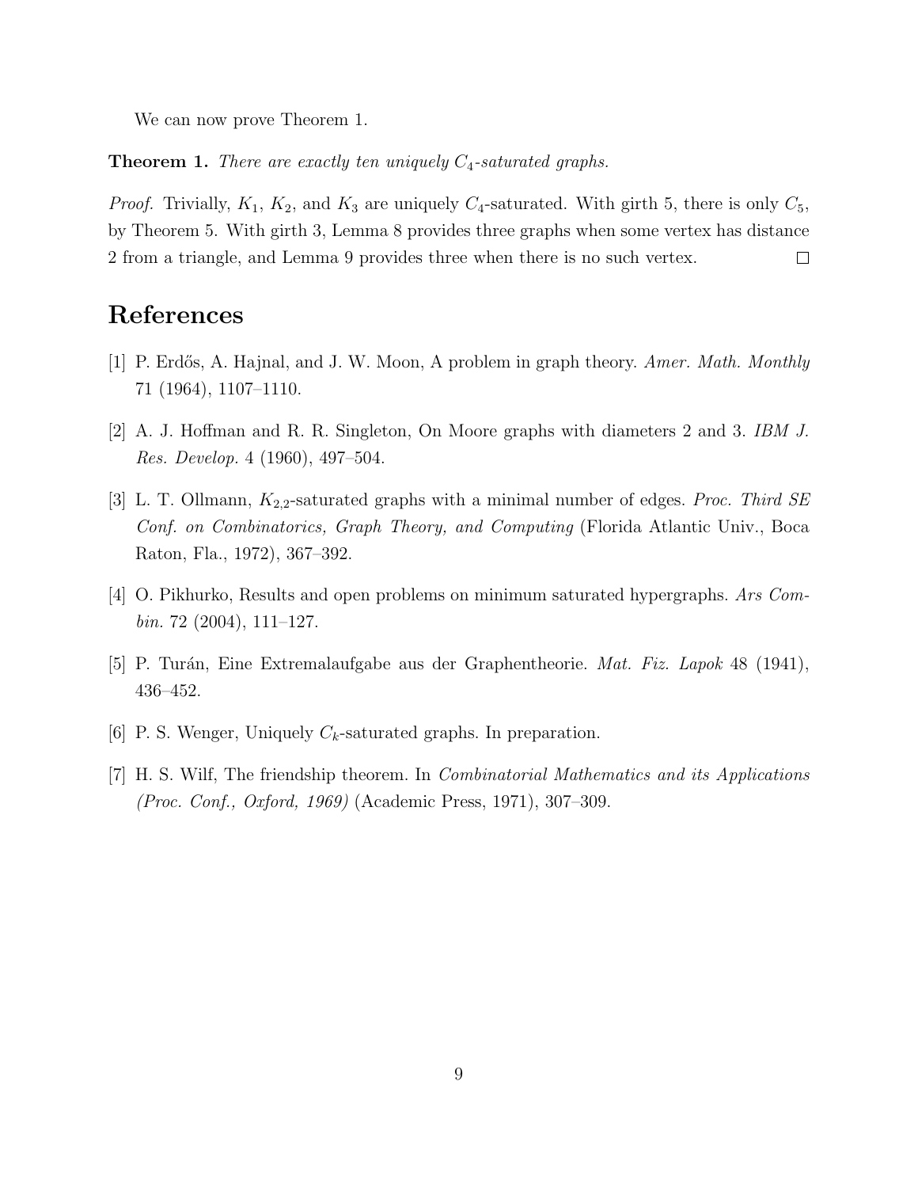We can now prove Theorem 1.

**Theorem 1.** *There are exactly ten uniquely $C_4$-saturated graphs.*

*Proof.* Trivially, $K_1$, $K_2$, and $K_3$ are uniquely $C_4$-saturated. With girth 5, there is only $C_5$, by Theorem 5. With girth 3, Lemma 8 provides three graphs when some vertex has distance 2 from a triangle, and Lemma 9 provides three when there is no such vertex. □

## References

[1] P. Erdős, A. Hajnal, and J. W. Moon, A problem in graph theory. *Amer. Math. Monthly* 71 (1964), 1107–1110.

[2] A. J. Hoffman and R. R. Singleton, On Moore graphs with diameters 2 and 3. *IBM J. Res. Develop.* 4 (1960), 497–504.

[3] L. T. Ollmann, $K_{2,2}$-saturated graphs with a minimal number of edges. *Proc. Third SE Conf. on Combinatorics, Graph Theory, and Computing* (Florida Atlantic Univ., Boca Raton, Fla., 1972), 367–392.

[4] O. Pikhurko, Results and open problems on minimum saturated hypergraphs. *Ars Combin.* 72 (2004), 111–127.

[5] P. Turán, Eine Extremalaufgabe aus der Graphentheorie. *Mat. Fiz. Lapok* 48 (1941), 436–452.

[6] P. S. Wenger, Uniquely $C_k$-saturated graphs. In preparation.

[7] H. S. Wilf, The friendship theorem. In *Combinatorial Mathematics and its Applications (Proc. Conf., Oxford, 1969)* (Academic Press, 1971), 307–309.